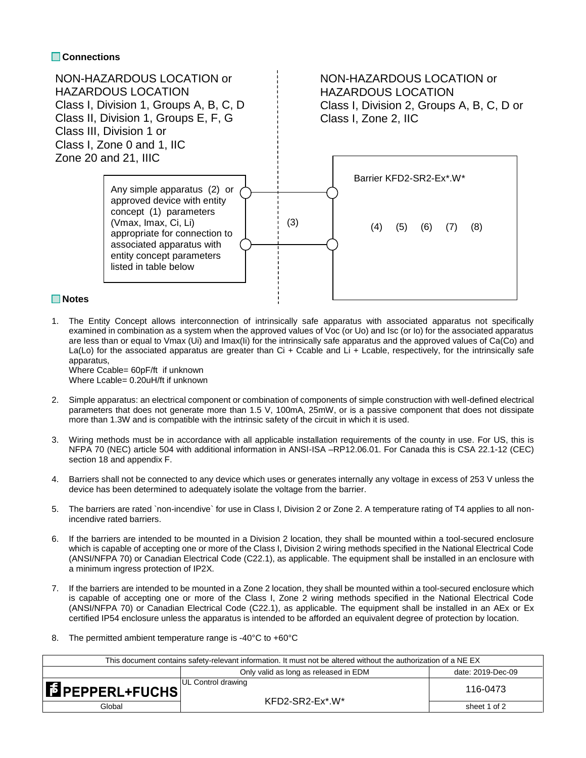## Connections

NON-HAZARDOUS LOCATION or
HAZARDOUS LOCATION
Class I, Division 1, Groups A, B, C, D
Class II, Division 1, Groups E, F, G
Class III, Division 1 or
Class I, Zone 0 and 1, IIC
Zone 20 and 21, IIIC

Any simple apparatus (2) or approved device with entity concept (1) parameters (Vmax, Imax, Ci, Li) appropriate for connection to associated apparatus with entity concept parameters listed in table below

(3)

NON-HAZARDOUS LOCATION or
HAZARDOUS LOCATION
Class I, Division 2, Groups A, B, C, D or
Class I, Zone 2, IIC

Barrier KFD2-SR2-Ex*.W*

(4) (5) (6) (7) (8)

## Notes

1. The Entity Concept allows interconnection of intrinsically safe apparatus with associated apparatus not specifically examined in combination as a system when the approved values of Voc (or Uo) and Isc (or Io) for the associated apparatus are less than or equal to Vmax (Ui) and Imax(Ii) for the intrinsically safe apparatus and the approved values of Ca(Co) and La(Lo) for the associated apparatus are greater than Ci + Ccable and Li + Lcable, respectively, for the intrinsically safe apparatus,
   Where Ccable= 60pF/ft if unknown
   Where Lcable= 0.20uH/ft if unknown

2. Simple apparatus: an electrical component or combination of components of simple construction with well-defined electrical parameters that does not generate more than 1.5 V, 100mA, 25mW, or is a passive component that does not dissipate more than 1.3W and is compatible with the intrinsic safety of the circuit in which it is used.

3. Wiring methods must be in accordance with all applicable installation requirements of the county in use. For US, this is NFPA 70 (NEC) article 504 with additional information in ANSI-ISA –RP12.06.01. For Canada this is CSA 22.1-12 (CEC) section 18 and appendix F.

4. Barriers shall not be connected to any device which uses or generates internally any voltage in excess of 253 V unless the device has been determined to adequately isolate the voltage from the barrier.

5. The barriers are rated `non-incendive` for use in Class I, Division 2 or Zone 2. A temperature rating of T4 applies to all non-incendive rated barriers.

6. If the barriers are intended to be mounted in a Division 2 location, they shall be mounted within a tool-secured enclosure which is capable of accepting one or more of the Class I, Division 2 wiring methods specified in the National Electrical Code (ANSI/NFPA 70) or Canadian Electrical Code (C22.1), as applicable. The equipment shall be installed in an enclosure with a minimum ingress protection of IP2X.

7. If the barriers are intended to be mounted in a Zone 2 location, they shall be mounted within a tool-secured enclosure which is capable of accepting one or more of the Class I, Zone 2 wiring methods specified in the National Electrical Code (ANSI/NFPA 70) or Canadian Electrical Code (C22.1), as applicable. The equipment shall be installed in an AEx or Ex certified IP54 enclosure unless the apparatus is intended to be afforded an equivalent degree of protection by location.

8. The permitted ambient temperature range is -40°C to +60°C

| This document contains safety-relevant information. It must not be altered without the authorization of a NE EX | | |
|---|---|---|
| | Only valid as long as released in EDM | date: 2019-Dec-09 |
| PEPPERL+FUCHS | UL Control drawing<br>KFD2-SR2-Ex*.W* | 116-0473 |
| Global | | sheet 1 of 2 |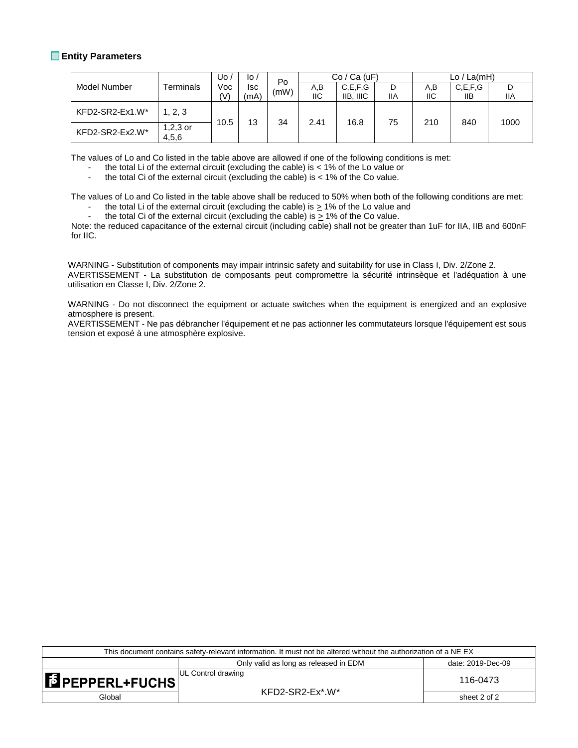## Entity Parameters

| Model Number | Terminals | Uo / Voc (V) | Io / Isc (mA) | Po (mW) | Co / Ca (uF) | | | Lo / La(mH) | | |
|---|---|---|---|---|---|---|---|---|---|---|
| | | | | | A,B IIC | C,E,F,G IIB, IIIC | D IIA | A,B IIC | C,E,F,G IIB | D IIA |
| KFD2-SR2-Ex1.W* | 1, 2, 3 | 10.5 | 13 | 34 | 2.41 | 16.8 | 75 | 210 | 840 | 1000 |
| KFD2-SR2-Ex2.W* | 1,2,3 or 4,5,6 | | | | | | | | | |

The values of Lo and Co listed in the table above are allowed if one of the following conditions is met:

- the total Li of the external circuit (excluding the cable) is < 1% of the Lo value or
- the total Ci of the external circuit (excluding the cable) is < 1% of the Co value.

The values of Lo and Co listed in the table above shall be reduced to 50% when both of the following conditions are met:

- the total Li of the external circuit (excluding the cable) is ≥ 1% of the Lo value and
- the total Ci of the external circuit (excluding the cable) is ≥ 1% of the Co value.

Note: the reduced capacitance of the external circuit (including cable) shall not be greater than 1uF for IIA, IIB and 600nF for IIC.

WARNING - Substitution of components may impair intrinsic safety and suitability for use in Class I, Div. 2/Zone 2.
AVERTISSEMENT - La substitution de composants peut compromettre la sécurité intrinsèque et l'adéquation à une utilisation en Classe I, Div. 2/Zone 2.

WARNING - Do not disconnect the equipment or actuate switches when the equipment is energized and an explosive atmosphere is present.
AVERTISSEMENT - Ne pas débrancher l'équipement et ne pas actionner les commutateurs lorsque l'équipement est sous tension et exposé à une atmosphère explosive.

| | | |
|---|---|---|
| This document contains safety-relevant information. It must not be altered without the authorization of a NE EX | | |
| | Only valid as long as released in EDM | date: 2019-Dec-09 |
| PEPPERL+FUCHS | UL Control drawing KFD2-SR2-Ex*.W* | 116-0473 |
| Global | | sheet 2 of 2 |